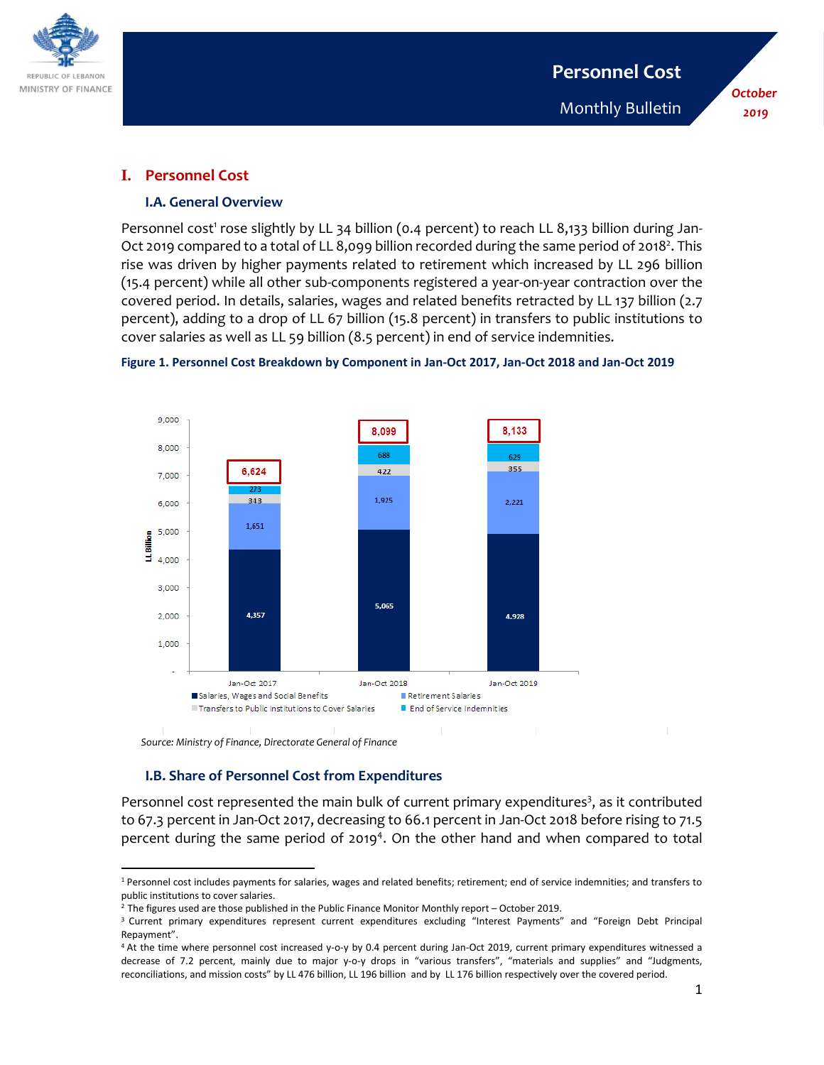# Personnel Cost

Monthly Bulletin

October 2019

## I. Personnel Cost

### I.A. General Overview

Personnel cost[1] rose slightly by LL 34 billion (0.4 percent) to reach LL 8,133 billion during Jan-Oct 2019 compared to a total of LL 8,099 billion recorded during the same period of 2018[2]. This rise was driven by higher payments related to retirement which increased by LL 296 billion (15.4 percent) while all other sub-components registered a year-on-year contraction over the covered period. In details, salaries, wages and related benefits retracted by LL 137 billion (2.7 percent), adding to a drop of LL 67 billion (15.8 percent) in transfers to public institutions to cover salaries as well as LL 59 billion (8.5 percent) in end of service indemnities.

**Figure 1. Personnel Cost Breakdown by Component in Jan-Oct 2017, Jan-Oct 2018 and Jan-Oct 2019**

LL Billion

9,000
8,000
7,000
6,000
5,000
4,000
3,000
2,000
1,000
-

Jan-Oct 2017: 6,624; 4,357; 1,651; 343; 273
Jan-Oct 2018: 8,099; 5,065; 1,925; 422; 688
Jan-Oct 2019: 8,133; 4,928; 2,221; 355; 629

Salaries, Wages and Social Benefits
Retirement Salaries
Transfers to Public Institutions to Cover Salaries
End of Service Indemnities

*Source: Ministry of Finance, Directorate General of Finance*

### I.B. Share of Personnel Cost from Expenditures

Personnel cost represented the main bulk of current primary expenditures[3], as it contributed to 67.3 percent in Jan-Oct 2017, decreasing to 66.1 percent in Jan-Oct 2018 before rising to 71.5 percent during the same period of 2019[4]. On the other hand and when compared to total

---

[1] Personnel cost includes payments for salaries, wages and related benefits; retirement; end of service indemnities; and transfers to public institutions to cover salaries.

[2] The figures used are those published in the Public Finance Monitor Monthly report – October 2019.

[3] Current primary expenditures represent current expenditures excluding "Interest Payments" and "Foreign Debt Principal Repayment".

[4] At the time where personnel cost increased y-o-y by 0.4 percent during Jan-Oct 2019, current primary expenditures witnessed a decrease of 7.2 percent, mainly due to major y-o-y drops in "various transfers", "materials and supplies" and "Judgments, reconciliations, and mission costs" by LL 476 billion, LL 196 billion and by LL 176 billion respectively over the covered period.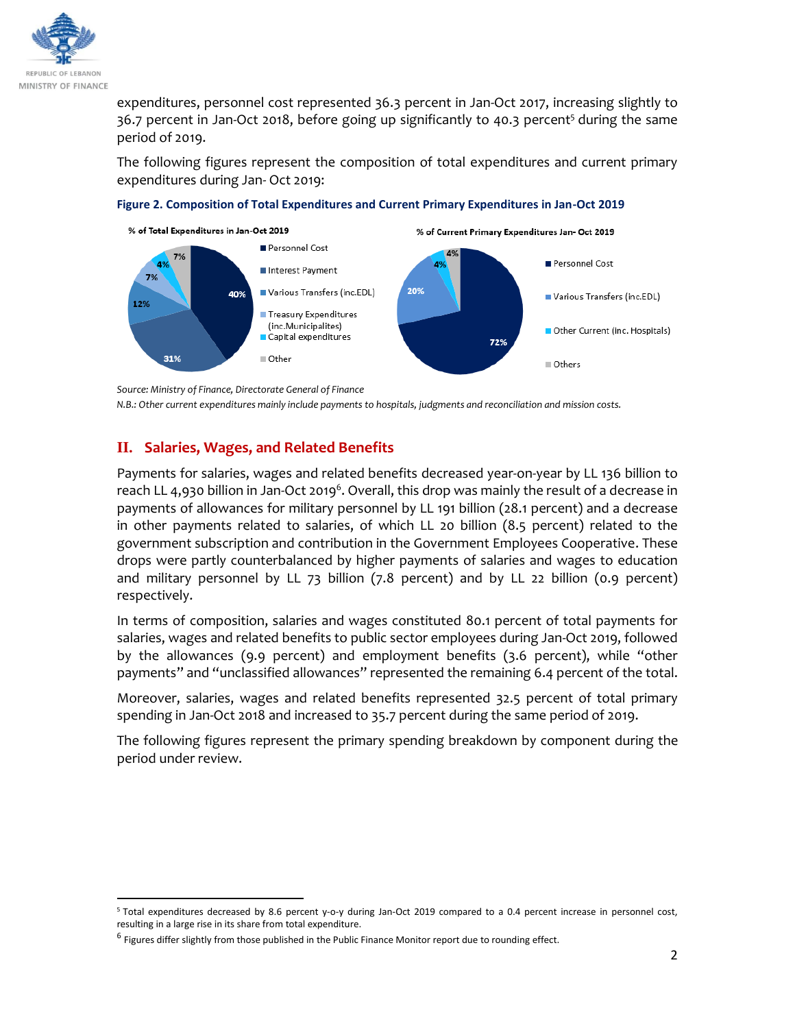expenditures, personnel cost represented 36.3 percent in Jan-Oct 2017, increasing slightly to 36.7 percent in Jan-Oct 2018, before going up significantly to 40.3 percent[5] during the same period of 2019.

The following figures represent the composition of total expenditures and current primary expenditures during Jan- Oct 2019:

**Figure 2. Composition of Total Expenditures and Current Primary Expenditures in Jan-Oct 2019**

*Source: Ministry of Finance, Directorate General of Finance*

*N.B.: Other current expenditures mainly include payments to hospitals, judgments and reconciliation and mission costs.*

## II. Salaries, Wages, and Related Benefits

Payments for salaries, wages and related benefits decreased year-on-year by LL 136 billion to reach LL 4,930 billion in Jan-Oct 2019[6]. Overall, this drop was mainly the result of a decrease in payments of allowances for military personnel by LL 191 billion (28.1 percent) and a decrease in other payments related to salaries, of which LL 20 billion (8.5 percent) related to the government subscription and contribution in the Government Employees Cooperative. These drops were partly counterbalanced by higher payments of salaries and wages to education and military personnel by LL 73 billion (7.8 percent) and by LL 22 billion (0.9 percent) respectively.

In terms of composition, salaries and wages constituted 80.1 percent of total payments for salaries, wages and related benefits to public sector employees during Jan-Oct 2019, followed by the allowances (9.9 percent) and employment benefits (3.6 percent), while "other payments" and "unclassified allowances" represented the remaining 6.4 percent of the total.

Moreover, salaries, wages and related benefits represented 32.5 percent of total primary spending in Jan-Oct 2018 and increased to 35.7 percent during the same period of 2019.

The following figures represent the primary spending breakdown by component during the period under review.

---

[5] Total expenditures decreased by 8.6 percent y-o-y during Jan-Oct 2019 compared to a 0.4 percent increase in personnel cost, resulting in a large rise in its share from total expenditure.

[6] Figures differ slightly from those published in the Public Finance Monitor report due to rounding effect.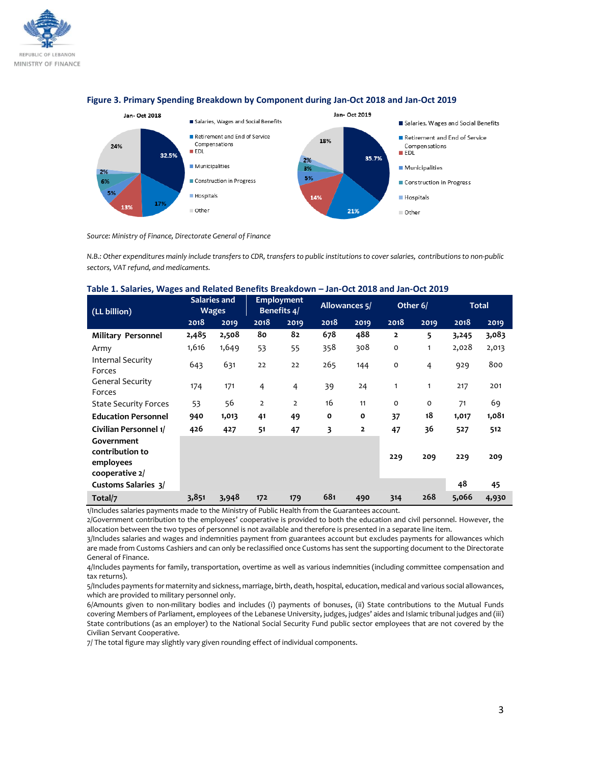## Figure 3. Primary Spending Breakdown by Component during Jan-Oct 2018 and Jan-Oct 2019

Jan- Oct 2018

32.5%
17%
13%
5%
6%
2%
24%

Jan- Oct 2019

35.7%
21%
14%
5%
3%
2%
18%

Salaries, Wages and Social Benefits
Retirement and End of Service Compensations
EDL
Municipalities
Construction in Progress
Hospitals
Other

*Source: Ministry of Finance, Directorate General of Finance*

*N.B.: Other expenditures mainly include transfers to CDR, transfers to public institutions to cover salaries, contributions to non-public sectors, VAT refund, and medicaments.*

## Table 1. Salaries, Wages and Related Benefits Breakdown – Jan-Oct 2018 and Jan-Oct 2019

| (LL billion) | Salaries and Wages | | Employment Benefits 4/ | | Allowances 5/ | | Other 6/ | | Total | |
|---|---|---|---|---|---|---|---|---|---|---|
| | 2018 | 2019 | 2018 | 2019 | 2018 | 2019 | 2018 | 2019 | 2018 | 2019 |
| **Military Personnel** | **2,485** | **2,508** | **80** | **82** | **678** | **488** | **2** | **5** | **3,245** | **3,083** |
| Army | 1,616 | 1,649 | 53 | 55 | 358 | 308 | 0 | 1 | 2,028 | 2,013 |
| Internal Security Forces | 643 | 631 | 22 | 22 | 265 | 144 | 0 | 4 | 929 | 800 |
| General Security Forces | 174 | 171 | 4 | 4 | 39 | 24 | 1 | 1 | 217 | 201 |
| State Security Forces | 53 | 56 | 2 | 2 | 16 | 11 | 0 | 0 | 71 | 69 |
| **Education Personnel** | **940** | **1,013** | **41** | **49** | **0** | **0** | **37** | **18** | **1,017** | **1,081** |
| **Civilian Personnel 1/** | **426** | **427** | **51** | **47** | **3** | **2** | **47** | **36** | **527** | **512** |
| **Government contribution to employees cooperative 2/** | | | | | | | **229** | **209** | **229** | **209** |
| **Customs Salaries 3/** | | | | | | | | | **48** | **45** |
| **Total/7** | **3,851** | **3,948** | **172** | **179** | **681** | **490** | **314** | **268** | **5,066** | **4,930** |

1/Includes salaries payments made to the Ministry of Public Health from the Guarantees account.
2/Government contribution to the employees' cooperative is provided to both the education and civil personnel. However, the allocation between the two types of personnel is not available and therefore is presented in a separate line item.
3/Includes salaries and wages and indemnities payment from guarantees account but excludes payments for allowances which are made from Customs Cashiers and can only be reclassified once Customs has sent the supporting document to the Directorate General of Finance.
4/Includes payments for family, transportation, overtime as well as various indemnities (including committee compensation and tax returns).
5/Includes payments for maternity and sickness, marriage, birth, death, hospital, education, medical and various social allowances, which are provided to military personnel only.
6/Amounts given to non-military bodies and includes (i) payments of bonuses, (ii) State contributions to the Mutual Funds covering Members of Parliament, employees of the Lebanese University, judges, judges' aides and Islamic tribunal judges and (iii) State contributions (as an employer) to the National Social Security Fund public sector employees that are not covered by the Civilian Servant Cooperative.
7/ The total figure may slightly vary given rounding effect of individual components.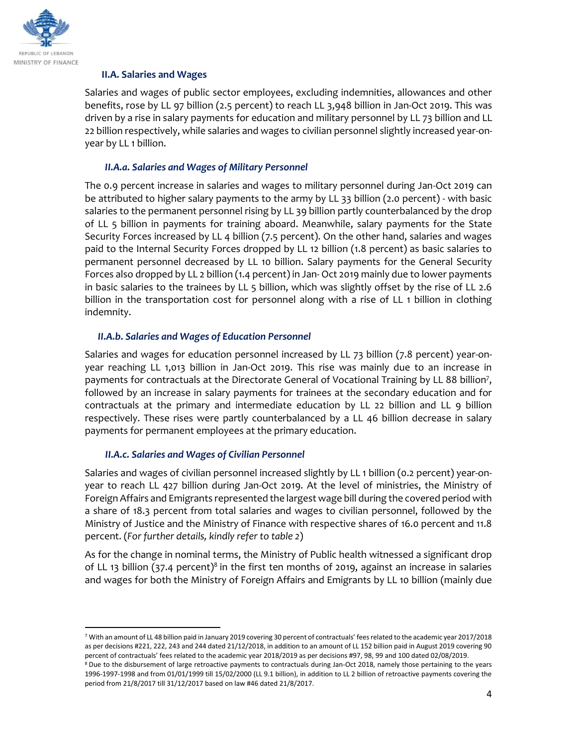### II.A. Salaries and Wages

Salaries and wages of public sector employees, excluding indemnities, allowances and other benefits, rose by LL 97 billion (2.5 percent) to reach LL 3,948 billion in Jan-Oct 2019. This was driven by a rise in salary payments for education and military personnel by LL 73 billion and LL 22 billion respectively, while salaries and wages to civilian personnel slightly increased year-on-year by LL 1 billion.

#### *II.A.a. Salaries and Wages of Military Personnel*

The 0.9 percent increase in salaries and wages to military personnel during Jan-Oct 2019 can be attributed to higher salary payments to the army by LL 33 billion (2.0 percent) - with basic salaries to the permanent personnel rising by LL 39 billion partly counterbalanced by the drop of LL 5 billion in payments for training aboard. Meanwhile, salary payments for the State Security Forces increased by LL 4 billion (7.5 percent). On the other hand, salaries and wages paid to the Internal Security Forces dropped by LL 12 billion (1.8 percent) as basic salaries to permanent personnel decreased by LL 10 billion. Salary payments for the General Security Forces also dropped by LL 2 billion (1.4 percent) in Jan- Oct 2019 mainly due to lower payments in basic salaries to the trainees by LL 5 billion, which was slightly offset by the rise of LL 2.6 billion in the transportation cost for personnel along with a rise of LL 1 billion in clothing indemnity.

#### *II.A.b. Salaries and Wages of Education Personnel*

Salaries and wages for education personnel increased by LL 73 billion (7.8 percent) year-on-year reaching LL 1,013 billion in Jan-Oct 2019. This rise was mainly due to an increase in payments for contractuals at the Directorate General of Vocational Training by LL 88 billion[7], followed by an increase in salary payments for trainees at the secondary education and for contractuals at the primary and intermediate education by LL 22 billion and LL 9 billion respectively. These rises were partly counterbalanced by a LL 46 billion decrease in salary payments for permanent employees at the primary education.

#### *II.A.c. Salaries and Wages of Civilian Personnel*

Salaries and wages of civilian personnel increased slightly by LL 1 billion (0.2 percent) year-on-year to reach LL 427 billion during Jan-Oct 2019. At the level of ministries, the Ministry of Foreign Affairs and Emigrants represented the largest wage bill during the covered period with a share of 18.3 percent from total salaries and wages to civilian personnel, followed by the Ministry of Justice and the Ministry of Finance with respective shares of 16.0 percent and 11.8 percent. (*For further details, kindly refer to table 2*)

As for the change in nominal terms, the Ministry of Public health witnessed a significant drop of LL 13 billion (37.4 percent)[8] in the first ten months of 2019, against an increase in salaries and wages for both the Ministry of Foreign Affairs and Emigrants by LL 10 billion (mainly due

---

[7] With an amount of LL 48 billion paid in January 2019 covering 30 percent of contractuals' fees related to the academic year 2017/2018 as per decisions #221, 222, 243 and 244 dated 21/12/2018, in addition to an amount of LL 152 billion paid in August 2019 covering 90 percent of contractuals' fees related to the academic year 2018/2019 as per decisions #97, 98, 99 and 100 dated 02/08/2019.

[8] Due to the disbursement of large retroactive payments to contractuals during Jan-Oct 2018, namely those pertaining to the years 1996-1997-1998 and from 01/01/1999 till 15/02/2000 (LL 9.1 billion), in addition to LL 2 billion of retroactive payments covering the period from 21/8/2017 till 31/12/2017 based on law #46 dated 21/8/2017.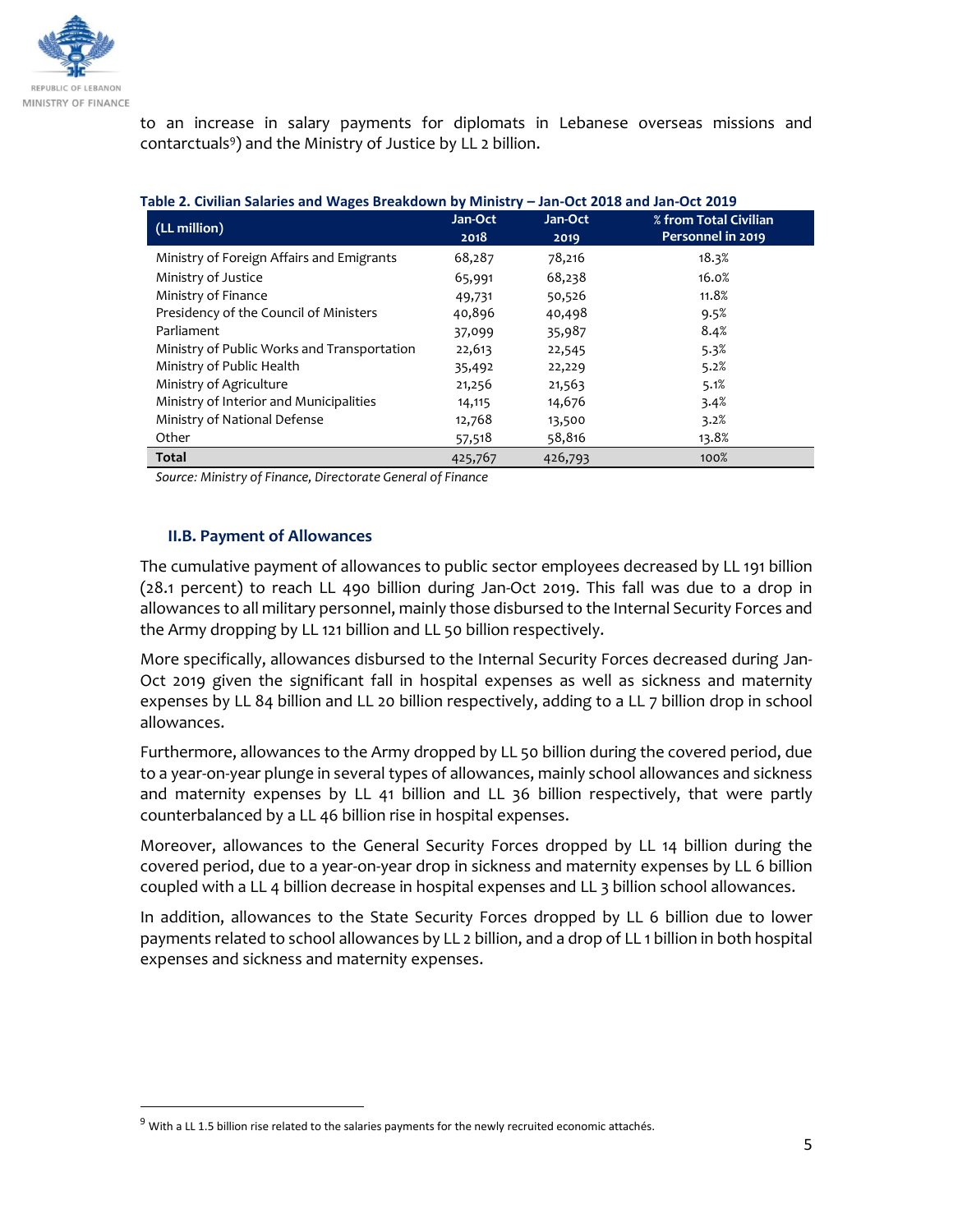to an increase in salary payments for diplomats in Lebanese overseas missions and contarctuals[9]) and the Ministry of Justice by LL 2 billion.

**Table 2. Civilian Salaries and Wages Breakdown by Ministry – Jan-Oct 2018 and Jan-Oct 2019**

| (LL million) | Jan-Oct 2018 | Jan-Oct 2019 | % from Total Civilian Personnel in 2019 |
|---|---|---|---|
| Ministry of Foreign Affairs and Emigrants | 68,287 | 78,216 | 18.3% |
| Ministry of Justice | 65,991 | 68,238 | 16.0% |
| Ministry of Finance | 49,731 | 50,526 | 11.8% |
| Presidency of the Council of Ministers | 40,896 | 40,498 | 9.5% |
| Parliament | 37,099 | 35,987 | 8.4% |
| Ministry of Public Works and Transportation | 22,613 | 22,545 | 5.3% |
| Ministry of Public Health | 35,492 | 22,229 | 5.2% |
| Ministry of Agriculture | 21,256 | 21,563 | 5.1% |
| Ministry of Interior and Municipalities | 14,115 | 14,676 | 3.4% |
| Ministry of National Defense | 12,768 | 13,500 | 3.2% |
| Other | 57,518 | 58,816 | 13.8% |
| **Total** | 425,767 | 426,793 | 100% |

*Source: Ministry of Finance, Directorate General of Finance*

### II.B. Payment of Allowances

The cumulative payment of allowances to public sector employees decreased by LL 191 billion (28.1 percent) to reach LL 490 billion during Jan-Oct 2019. This fall was due to a drop in allowances to all military personnel, mainly those disbursed to the Internal Security Forces and the Army dropping by LL 121 billion and LL 50 billion respectively.

More specifically, allowances disbursed to the Internal Security Forces decreased during Jan-Oct 2019 given the significant fall in hospital expenses as well as sickness and maternity expenses by LL 84 billion and LL 20 billion respectively, adding to a LL 7 billion drop in school allowances.

Furthermore, allowances to the Army dropped by LL 50 billion during the covered period, due to a year-on-year plunge in several types of allowances, mainly school allowances and sickness and maternity expenses by LL 41 billion and LL 36 billion respectively, that were partly counterbalanced by a LL 46 billion rise in hospital expenses.

Moreover, allowances to the General Security Forces dropped by LL 14 billion during the covered period, due to a year-on-year drop in sickness and maternity expenses by LL 6 billion coupled with a LL 4 billion decrease in hospital expenses and LL 3 billion school allowances.

In addition, allowances to the State Security Forces dropped by LL 6 billion due to lower payments related to school allowances by LL 2 billion, and a drop of LL 1 billion in both hospital expenses and sickness and maternity expenses.

[9] With a LL 1.5 billion rise related to the salaries payments for the newly recruited economic attachés.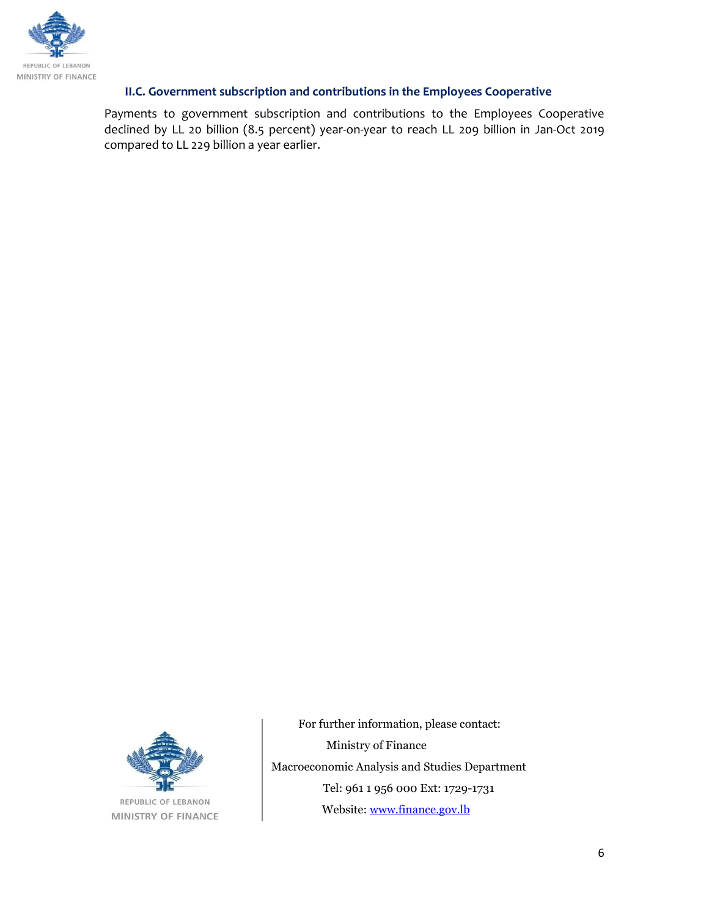### II.C. Government subscription and contributions in the Employees Cooperative

Payments to government subscription and contributions to the Employees Cooperative declined by LL 20 billion (8.5 percent) year-on-year to reach LL 209 billion in Jan-Oct 2019 compared to LL 229 billion a year earlier.

REPUBLIC OF LEBANON
MINISTRY OF FINANCE

For further information, please contact:
Ministry of Finance
Macroeconomic Analysis and Studies Department
Tel: 961 1 956 000 Ext: 1729-1731
Website: [www.finance.gov.lb](http://www.finance.gov.lb)